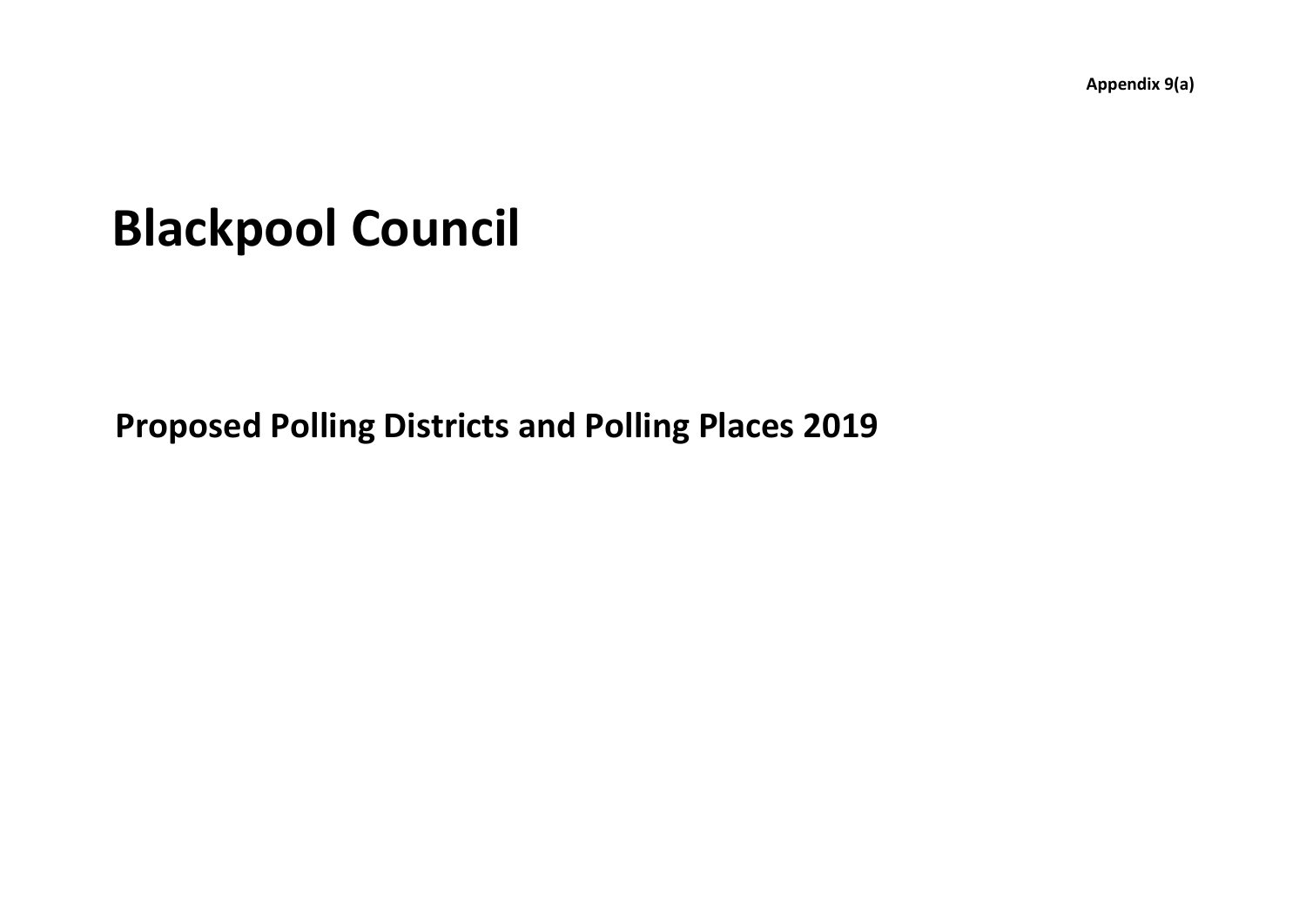**Appendix 9(a)**

# Blackpool Council

## Proposed Polling Districts and Polling Places 2019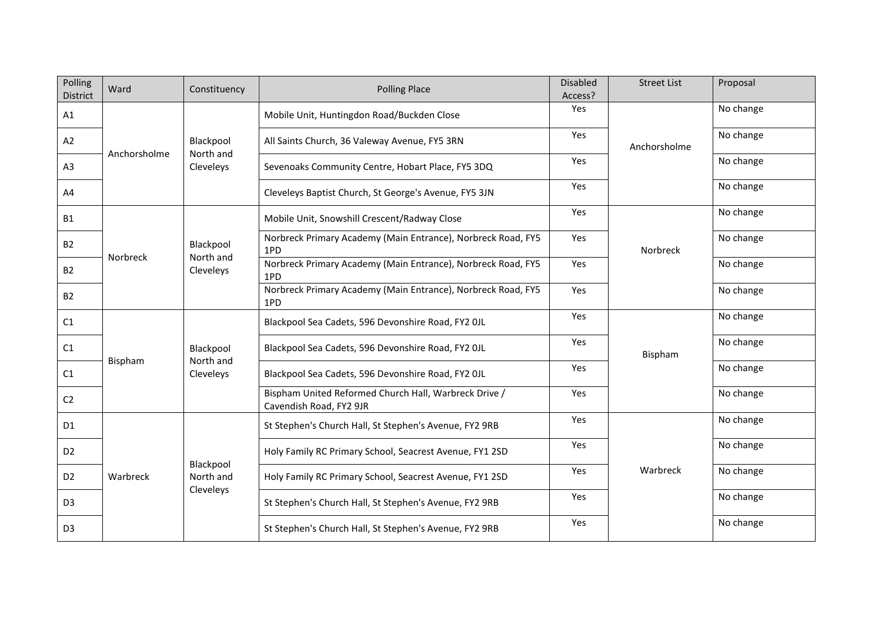| Polling District | Ward | Constituency | Polling Place | Disabled Access? | Street List | Proposal |
|---|---|---|---|---|---|---|
| A1 | Anchorsholme | Blackpool North and Cleveleys | Mobile Unit, Huntingdon Road/Buckden Close | Yes | Anchorsholme | No change |
| A2 | | | All Saints Church, 36 Valeway Avenue, FY5 3RN | Yes | | No change |
| A3 | | | Sevenoaks Community Centre, Hobart Place, FY5 3DQ | Yes | | No change |
| A4 | | | Cleveleys Baptist Church, St George's Avenue, FY5 3JN | Yes | | No change |
| B1 | Norbreck | Blackpool North and Cleveleys | Mobile Unit, Snowshill Crescent/Radway Close | Yes | Norbreck | No change |
| B2 | | | Norbreck Primary Academy (Main Entrance), Norbreck Road, FY5 1PD | Yes | | No change |
| B2 | | | Norbreck Primary Academy (Main Entrance), Norbreck Road, FY5 1PD | Yes | | No change |
| B2 | | | Norbreck Primary Academy (Main Entrance), Norbreck Road, FY5 1PD | Yes | | No change |
| C1 | Bispham | Blackpool North and Cleveleys | Blackpool Sea Cadets, 596 Devonshire Road, FY2 0JL | Yes | Bispham | No change |
| C1 | | | Blackpool Sea Cadets, 596 Devonshire Road, FY2 0JL | Yes | | No change |
| C1 | | | Blackpool Sea Cadets, 596 Devonshire Road, FY2 0JL | Yes | | No change |
| C2 | | | Bispham United Reformed Church Hall, Warbreck Drive / Cavendish Road, FY2 9JR | Yes | | No change |
| D1 | Warbreck | Blackpool North and Cleveleys | St Stephen's Church Hall, St Stephen's Avenue, FY2 9RB | Yes | Warbreck | No change |
| D2 | | | Holy Family RC Primary School, Seacrest Avenue, FY1 2SD | Yes | | No change |
| D2 | | | Holy Family RC Primary School, Seacrest Avenue, FY1 2SD | Yes | | No change |
| D3 | | | St Stephen's Church Hall, St Stephen's Avenue, FY2 9RB | Yes | | No change |
| D3 | | | St Stephen's Church Hall, St Stephen's Avenue, FY2 9RB | Yes | | No change |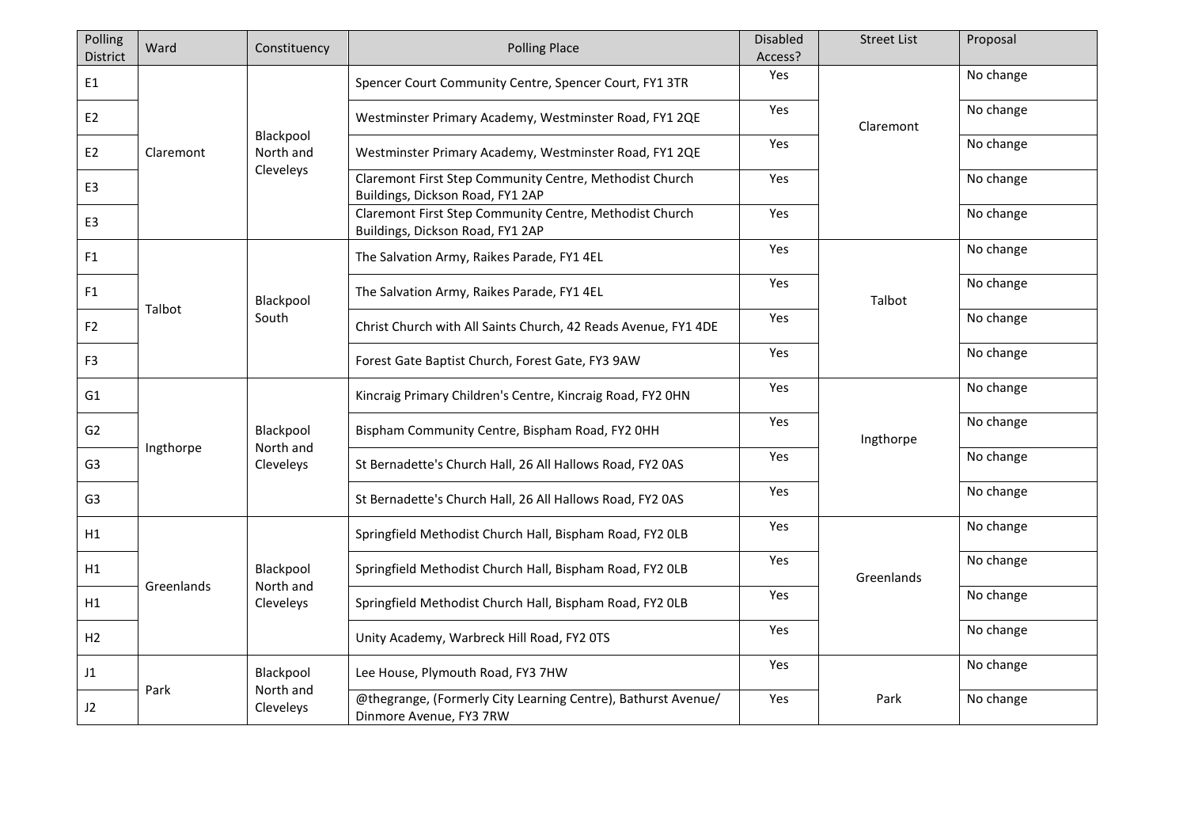| Polling District | Ward | Constituency | Polling Place | Disabled Access? | Street List | Proposal |
|---|---|---|---|---|---|---|
| E1 | Claremont | Blackpool North and Cleveleys | Spencer Court Community Centre, Spencer Court, FY1 3TR | Yes | Claremont | No change |
| E2 | | | Westminster Primary Academy, Westminster Road, FY1 2QE | Yes | | No change |
| E2 | | | Westminster Primary Academy, Westminster Road, FY1 2QE | Yes | | No change |
| E3 | | | Claremont First Step Community Centre, Methodist Church Buildings, Dickson Road, FY1 2AP | Yes | | No change |
| E3 | | | Claremont First Step Community Centre, Methodist Church Buildings, Dickson Road, FY1 2AP | Yes | | No change |
| F1 | Talbot | Blackpool South | The Salvation Army, Raikes Parade, FY1 4EL | Yes | Talbot | No change |
| F1 | | | The Salvation Army, Raikes Parade, FY1 4EL | Yes | | No change |
| F2 | | | Christ Church with All Saints Church, 42 Reads Avenue, FY1 4DE | Yes | | No change |
| F3 | | | Forest Gate Baptist Church, Forest Gate, FY3 9AW | Yes | | No change |
| G1 | Ingthorpe | Blackpool North and Cleveleys | Kincraig Primary Children's Centre, Kincraig Road, FY2 0HN | Yes | Ingthorpe | No change |
| G2 | | | Bispham Community Centre, Bispham Road, FY2 0HH | Yes | | No change |
| G3 | | | St Bernadette's Church Hall, 26 All Hallows Road, FY2 0AS | Yes | | No change |
| G3 | | | St Bernadette's Church Hall, 26 All Hallows Road, FY2 0AS | Yes | | No change |
| H1 | Greenlands | Blackpool North and Cleveleys | Springfield Methodist Church Hall, Bispham Road, FY2 0LB | Yes | Greenlands | No change |
| H1 | | | Springfield Methodist Church Hall, Bispham Road, FY2 0LB | Yes | | No change |
| H1 | | | Springfield Methodist Church Hall, Bispham Road, FY2 0LB | Yes | | No change |
| H2 | | | Unity Academy, Warbreck Hill Road, FY2 0TS | Yes | | No change |
| J1 | Park | Blackpool North and Cleveleys | Lee House, Plymouth Road, FY3 7HW | Yes | Park | No change |
| J2 | | | @thegrange, (Formerly City Learning Centre), Bathurst Avenue/ Dinmore Avenue, FY3 7RW | Yes | | No change |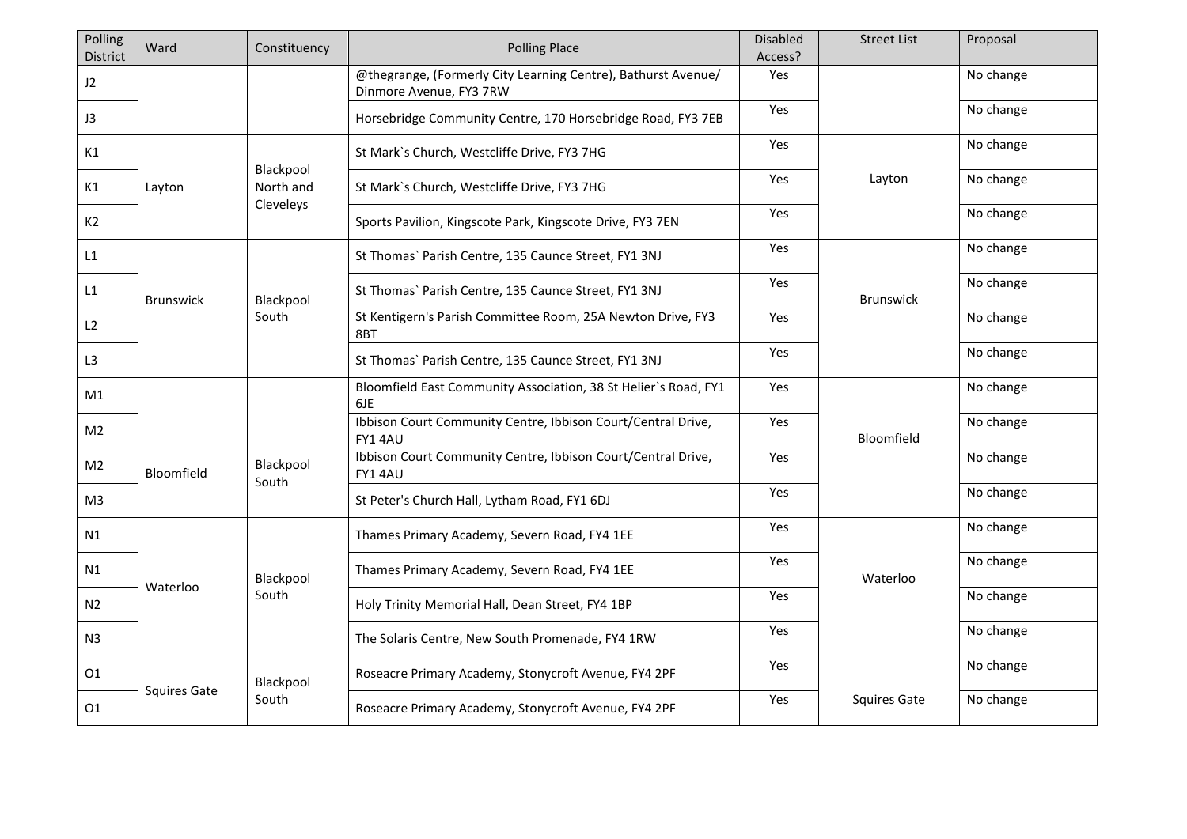| Polling District | Ward | Constituency | Polling Place | Disabled Access? | Street List | Proposal |
|---|---|---|---|---|---|---|
| J2 | | | @thegrange, (Formerly City Learning Centre), Bathurst Avenue/ Dinmore Avenue, FY3 7RW | Yes | | No change |
| J3 | | | Horsebridge Community Centre, 170 Horsebridge Road, FY3 7EB | Yes | | No change |
| K1 | Layton | Blackpool North and Cleveleys | St Mark`s Church, Westcliffe Drive, FY3 7HG | Yes | Layton | No change |
| K1 | | | St Mark`s Church, Westcliffe Drive, FY3 7HG | Yes | | No change |
| K2 | | | Sports Pavilion, Kingscote Park, Kingscote Drive, FY3 7EN | Yes | | No change |
| L1 | Brunswick | Blackpool South | St Thomas` Parish Centre, 135 Caunce Street, FY1 3NJ | Yes | Brunswick | No change |
| L1 | | | St Thomas` Parish Centre, 135 Caunce Street, FY1 3NJ | Yes | | No change |
| L2 | | | St Kentigern's Parish Committee Room, 25A Newton Drive, FY3 8BT | Yes | | No change |
| L3 | | | St Thomas` Parish Centre, 135 Caunce Street, FY1 3NJ | Yes | | No change |
| M1 | Bloomfield | Blackpool South | Bloomfield East Community Association, 38 St Helier`s Road, FY1 6JE | Yes | Bloomfield | No change |
| M2 | | | Ibbison Court Community Centre, Ibbison Court/Central Drive, FY1 4AU | Yes | | No change |
| M2 | | | Ibbison Court Community Centre, Ibbison Court/Central Drive, FY1 4AU | Yes | | No change |
| M3 | | | St Peter's Church Hall, Lytham Road, FY1 6DJ | Yes | | No change |
| N1 | Waterloo | Blackpool South | Thames Primary Academy, Severn Road, FY4 1EE | Yes | Waterloo | No change |
| N1 | | | Thames Primary Academy, Severn Road, FY4 1EE | Yes | | No change |
| N2 | | | Holy Trinity Memorial Hall, Dean Street, FY4 1BP | Yes | | No change |
| N3 | | | The Solaris Centre, New South Promenade, FY4 1RW | Yes | | No change |
| O1 | Squires Gate | Blackpool South | Roseacre Primary Academy, Stonycroft Avenue, FY4 2PF | Yes | Squires Gate | No change |
| O1 | | | Roseacre Primary Academy, Stonycroft Avenue, FY4 2PF | Yes | | No change |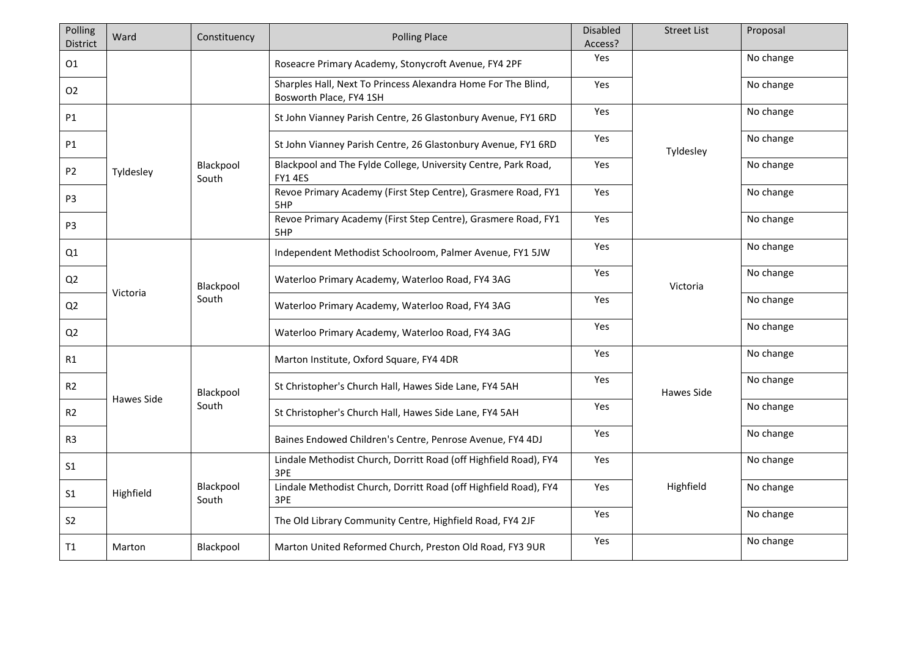| Polling District | Ward | Constituency | Polling Place | Disabled Access? | Street List | Proposal |
|---|---|---|---|---|---|---|
| O1 | | | Roseacre Primary Academy, Stonycroft Avenue, FY4 2PF | Yes | | No change |
| O2 | | | Sharples Hall, Next To Princess Alexandra Home For The Blind, Bosworth Place, FY4 1SH | Yes | | No change |
| P1 | Tyldesley | Blackpool South | St John Vianney Parish Centre, 26 Glastonbury Avenue, FY1 6RD | Yes | Tyldesley | No change |
| P1 | | | St John Vianney Parish Centre, 26 Glastonbury Avenue, FY1 6RD | Yes | | No change |
| P2 | | | Blackpool and The Fylde College, University Centre, Park Road, FY1 4ES | Yes | | No change |
| P3 | | | Revoe Primary Academy (First Step Centre), Grasmere Road, FY1 5HP | Yes | | No change |
| P3 | | | Revoe Primary Academy (First Step Centre), Grasmere Road, FY1 5HP | Yes | | No change |
| Q1 | Victoria | Blackpool South | Independent Methodist Schoolroom, Palmer Avenue, FY1 5JW | Yes | Victoria | No change |
| Q2 | | | Waterloo Primary Academy, Waterloo Road, FY4 3AG | Yes | | No change |
| Q2 | | | Waterloo Primary Academy, Waterloo Road, FY4 3AG | Yes | | No change |
| Q2 | | | Waterloo Primary Academy, Waterloo Road, FY4 3AG | Yes | | No change |
| R1 | Hawes Side | Blackpool South | Marton Institute, Oxford Square, FY4 4DR | Yes | Hawes Side | No change |
| R2 | | | St Christopher's Church Hall, Hawes Side Lane, FY4 5AH | Yes | | No change |
| R2 | | | St Christopher's Church Hall, Hawes Side Lane, FY4 5AH | Yes | | No change |
| R3 | | | Baines Endowed Children's Centre, Penrose Avenue, FY4 4DJ | Yes | | No change |
| S1 | Highfield | Blackpool South | Lindale Methodist Church, Dorritt Road (off Highfield Road), FY4 3PE | Yes | Highfield | No change |
| S1 | | | Lindale Methodist Church, Dorritt Road (off Highfield Road), FY4 3PE | Yes | | No change |
| S2 | | | The Old Library Community Centre, Highfield Road, FY4 2JF | Yes | | No change |
| T1 | Marton | Blackpool | Marton United Reformed Church, Preston Old Road, FY3 9UR | Yes | | No change |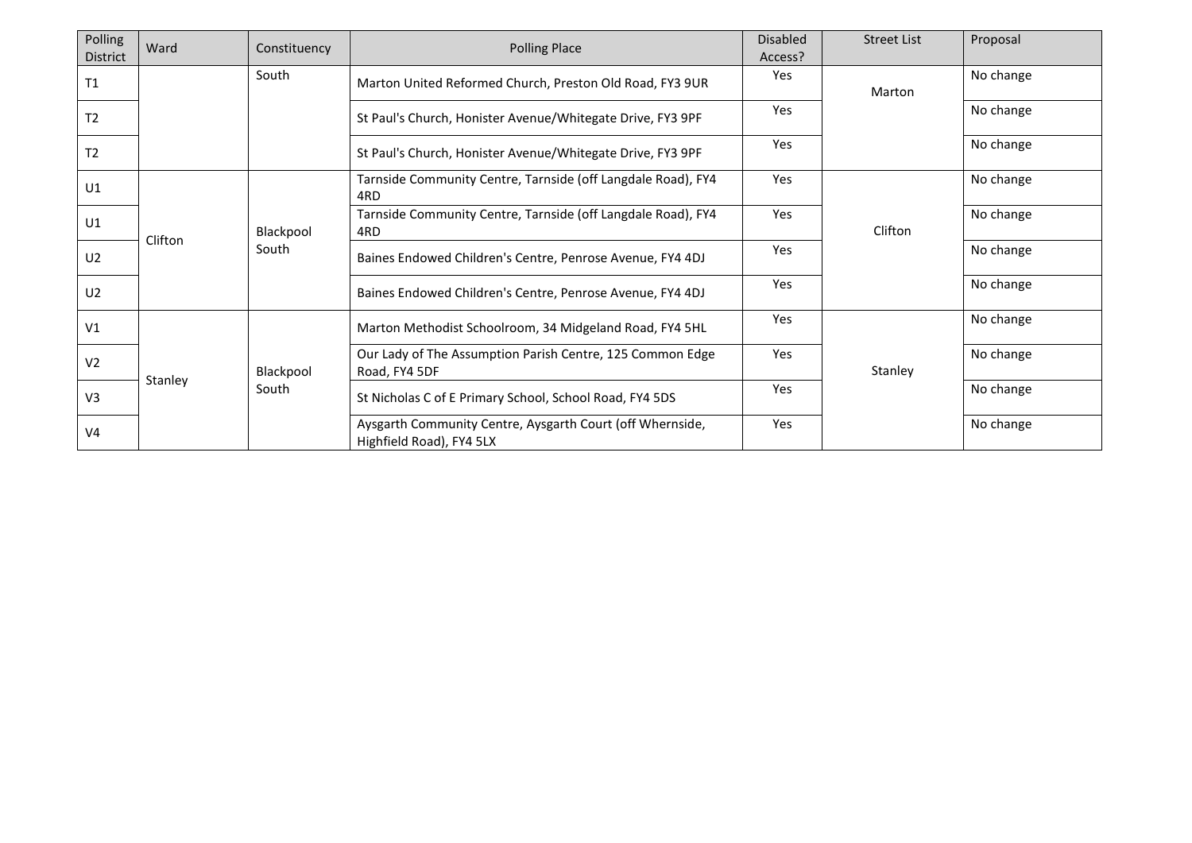| Polling District | Ward | Constituency | Polling Place | Disabled Access? | Street List | Proposal |
|---|---|---|---|---|---|---|
| T1 | | South | Marton United Reformed Church, Preston Old Road, FY3 9UR | Yes | Marton | No change |
| T2 | | | St Paul's Church, Honister Avenue/Whitegate Drive, FY3 9PF | Yes | | No change |
| T2 | | | St Paul's Church, Honister Avenue/Whitegate Drive, FY3 9PF | Yes | | No change |
| U1 | Clifton | Blackpool South | Tarnside Community Centre, Tarnside (off Langdale Road), FY4 4RD | Yes | Clifton | No change |
| U1 | | | Tarnside Community Centre, Tarnside (off Langdale Road), FY4 4RD | Yes | | No change |
| U2 | | | Baines Endowed Children's Centre, Penrose Avenue, FY4 4DJ | Yes | | No change |
| U2 | | | Baines Endowed Children's Centre, Penrose Avenue, FY4 4DJ | Yes | | No change |
| V1 | Stanley | Blackpool South | Marton Methodist Schoolroom, 34 Midgeland Road, FY4 5HL | Yes | Stanley | No change |
| V2 | | | Our Lady of The Assumption Parish Centre, 125 Common Edge Road, FY4 5DF | Yes | | No change |
| V3 | | | St Nicholas C of E Primary School, School Road, FY4 5DS | Yes | | No change |
| V4 | | | Aysgarth Community Centre, Aysgarth Court (off Whernside, Highfield Road), FY4 5LX | Yes | | No change |